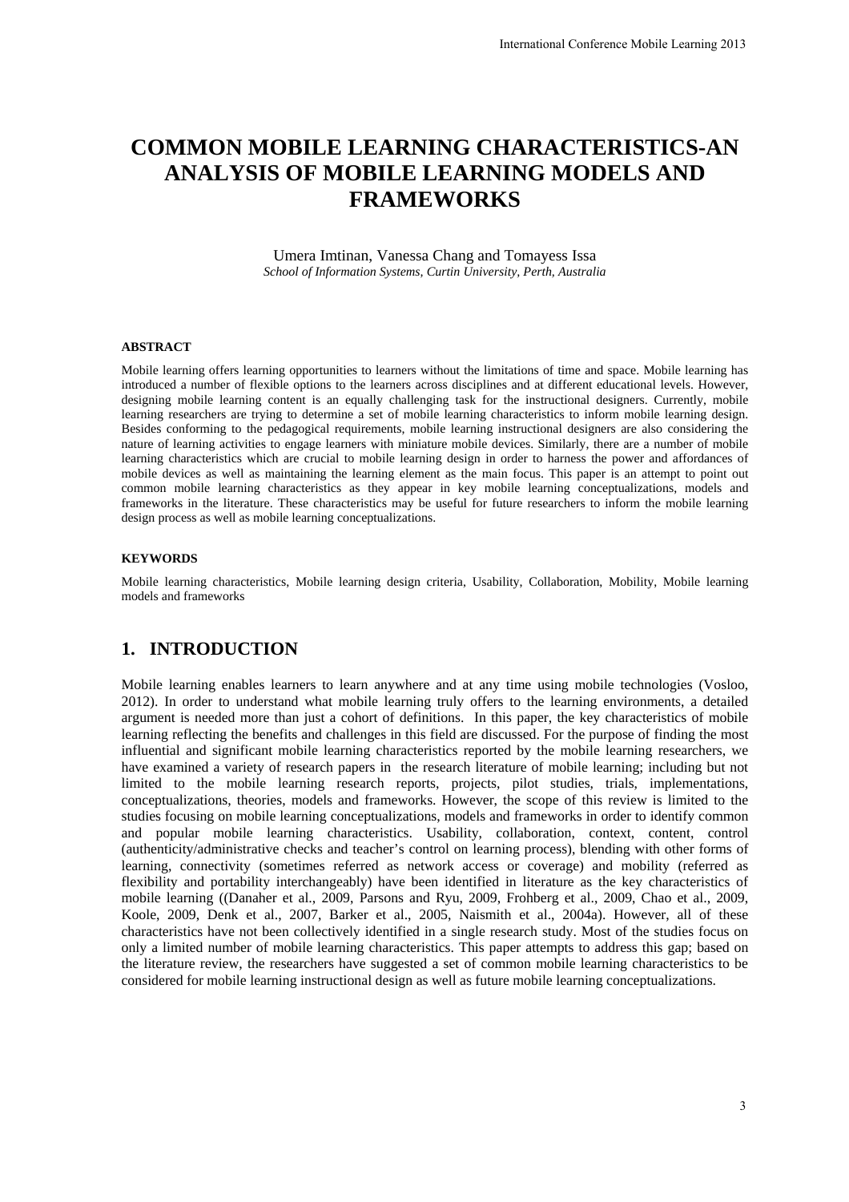# COMMON MOBILE LEARNING CHARACTERISTICS-AN ANALYSIS OF MOBILE LEARNING MODELS AND FRAMEWORKS

Umera Imtinan, Vanessa Chang and Tomayess Issa

*School of Information Systems, Curtin University, Perth, Australia*

### ABSTRACT

Mobile learning offers learning opportunities to learners without the limitations of time and space. Mobile learning has introduced a number of flexible options to the learners across disciplines and at different educational levels. However, designing mobile learning content is an equally challenging task for the instructional designers. Currently, mobile learning researchers are trying to determine a set of mobile learning characteristics to inform mobile learning design. Besides conforming to the pedagogical requirements, mobile learning instructional designers are also considering the nature of learning activities to engage learners with miniature mobile devices. Similarly, there are a number of mobile learning characteristics which are crucial to mobile learning design in order to harness the power and affordances of mobile devices as well as maintaining the learning element as the main focus. This paper is an attempt to point out common mobile learning characteristics as they appear in key mobile learning conceptualizations, models and frameworks in the literature. These characteristics may be useful for future researchers to inform the mobile learning design process as well as mobile learning conceptualizations.

### KEYWORDS

Mobile learning characteristics, Mobile learning design criteria, Usability, Collaboration, Mobility, Mobile learning models and frameworks

## 1. INTRODUCTION

Mobile learning enables learners to learn anywhere and at any time using mobile technologies (Vosloo, 2012). In order to understand what mobile learning truly offers to the learning environments, a detailed argument is needed more than just a cohort of definitions. In this paper, the key characteristics of mobile learning reflecting the benefits and challenges in this field are discussed. For the purpose of finding the most influential and significant mobile learning characteristics reported by the mobile learning researchers, we have examined a variety of research papers in the research literature of mobile learning; including but not limited to the mobile learning research reports, projects, pilot studies, trials, implementations, conceptualizations, theories, models and frameworks. However, the scope of this review is limited to the studies focusing on mobile learning conceptualizations, models and frameworks in order to identify common and popular mobile learning characteristics. Usability, collaboration, context, content, control (authenticity/administrative checks and teacher's control on learning process), blending with other forms of learning, connectivity (sometimes referred as network access or coverage) and mobility (referred as flexibility and portability interchangeably) have been identified in literature as the key characteristics of mobile learning ((Danaher et al., 2009, Parsons and Ryu, 2009, Frohberg et al., 2009, Chao et al., 2009, Koole, 2009, Denk et al., 2007, Barker et al., 2005, Naismith et al., 2004a). However, all of these characteristics have not been collectively identified in a single research study. Most of the studies focus on only a limited number of mobile learning characteristics. This paper attempts to address this gap; based on the literature review, the researchers have suggested a set of common mobile learning characteristics to be considered for mobile learning instructional design as well as future mobile learning conceptualizations.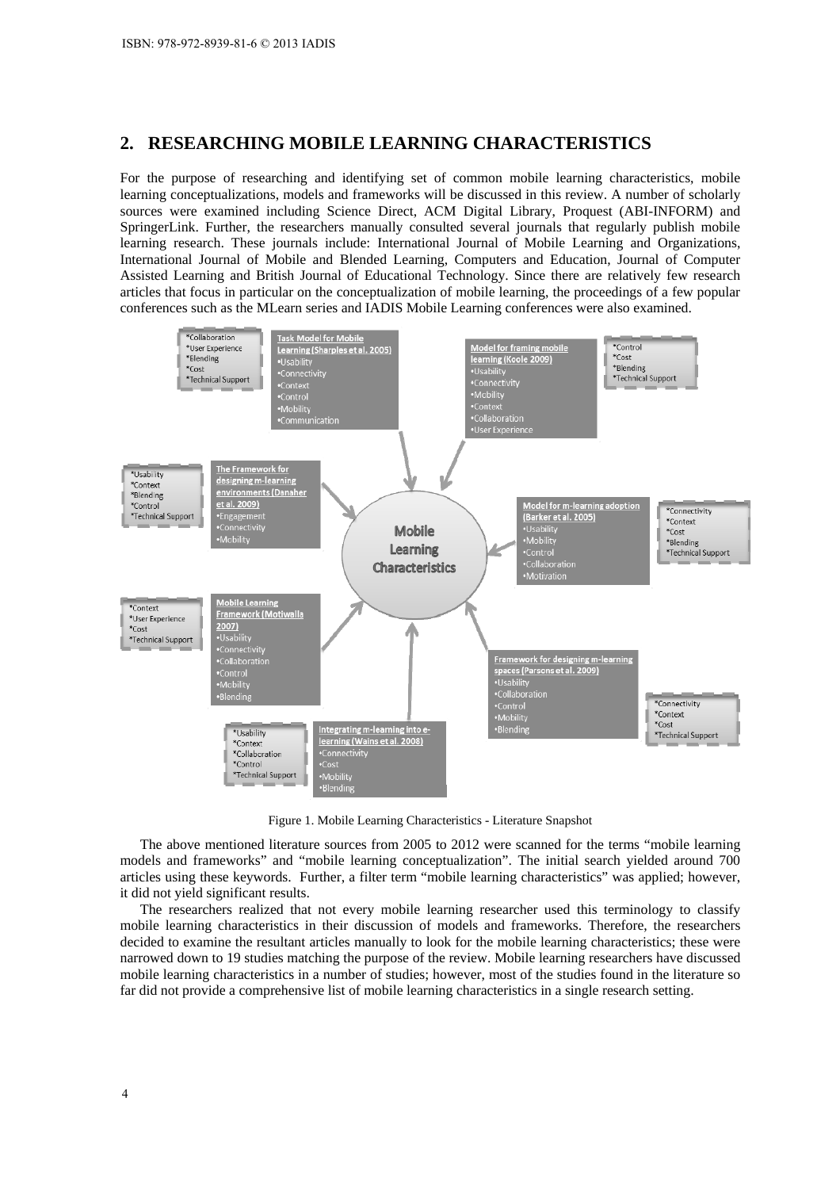## 2. RESEARCHING MOBILE LEARNING CHARACTERISTICS

For the purpose of researching and identifying set of common mobile learning characteristics, mobile learning conceptualizations, models and frameworks will be discussed in this review. A number of scholarly sources were examined including Science Direct, ACM Digital Library, Proquest (ABI-INFORM) and SpringerLink. Further, the researchers manually consulted several journals that regularly publish mobile learning research. These journals include: International Journal of Mobile Learning and Organizations, International Journal of Mobile and Blended Learning, Computers and Education, Journal of Computer Assisted Learning and British Journal of Educational Technology. Since there are relatively few research articles that focus in particular on the conceptualization of mobile learning, the proceedings of a few popular conferences such as the MLearn series and IADIS Mobile Learning conferences were also examined.

**Mobile Learning Characteristics**

**Task Model for Mobile Learning (Sharples et al. 2005)**
- •Usability
- •Connectivity
- •Context
- •Control
- •Mobility
- •Communication

*Collaboration
*User Experience
*Blending
*Cost
*Technical Support

**Model for framing mobile learning (Koole 2009)**
- •Usability
- •Connectivity
- •Mobility
- •Context
- •Collaboration
- •User Experience

*Control
*Cost
*Blending
*Technical Support

**The Framework for designing m-learning environments (Danaher et al. 2009)**
- •Engagement
- •Connectivity
- •Mobility

*Usability
*Context
*Blending
*Control
*Technical Support

**Model for m-learning adoption (Barker et al. 2005)**
- •Usability
- •Mobility
- •Control
- •Collaboration
- •Motivation

*Connectivity
*Context
*Cost
*Blending
*Technical Support

**Mobile Learning Framework (Motiwalla 2007)**
- •Usability
- •Connectivity
- •Collaboration
- •Control
- •Mobility
- •Blending

*Context
*User Experience
*Cost
*Technical Support

**Framework for designing m-learning spaces (Parsons et al. 2009)**
- •Usability
- •Collaboration
- •Control
- •Mobility
- •Blending

*Connectivity
*Context
*Cost
*Technical Support

**Integrating m-learning into e-learning (Wains et al. 2008)**
- •Connectivity
- •Cost
- •Mobility
- •Blending

*Usability
*Context
*Collaboration
*Control
*Technical Support

Figure 1. Mobile Learning Characteristics - Literature Snapshot

The above mentioned literature sources from 2005 to 2012 were scanned for the terms "mobile learning models and frameworks" and "mobile learning conceptualization". The initial search yielded around 700 articles using these keywords. Further, a filter term "mobile learning characteristics" was applied; however, it did not yield significant results.

The researchers realized that not every mobile learning researcher used this terminology to classify mobile learning characteristics in their discussion of models and frameworks. Therefore, the researchers decided to examine the resultant articles manually to look for the mobile learning characteristics; these were narrowed down to 19 studies matching the purpose of the review. Mobile learning researchers have discussed mobile learning characteristics in a number of studies; however, most of the studies found in the literature so far did not provide a comprehensive list of mobile learning characteristics in a single research setting.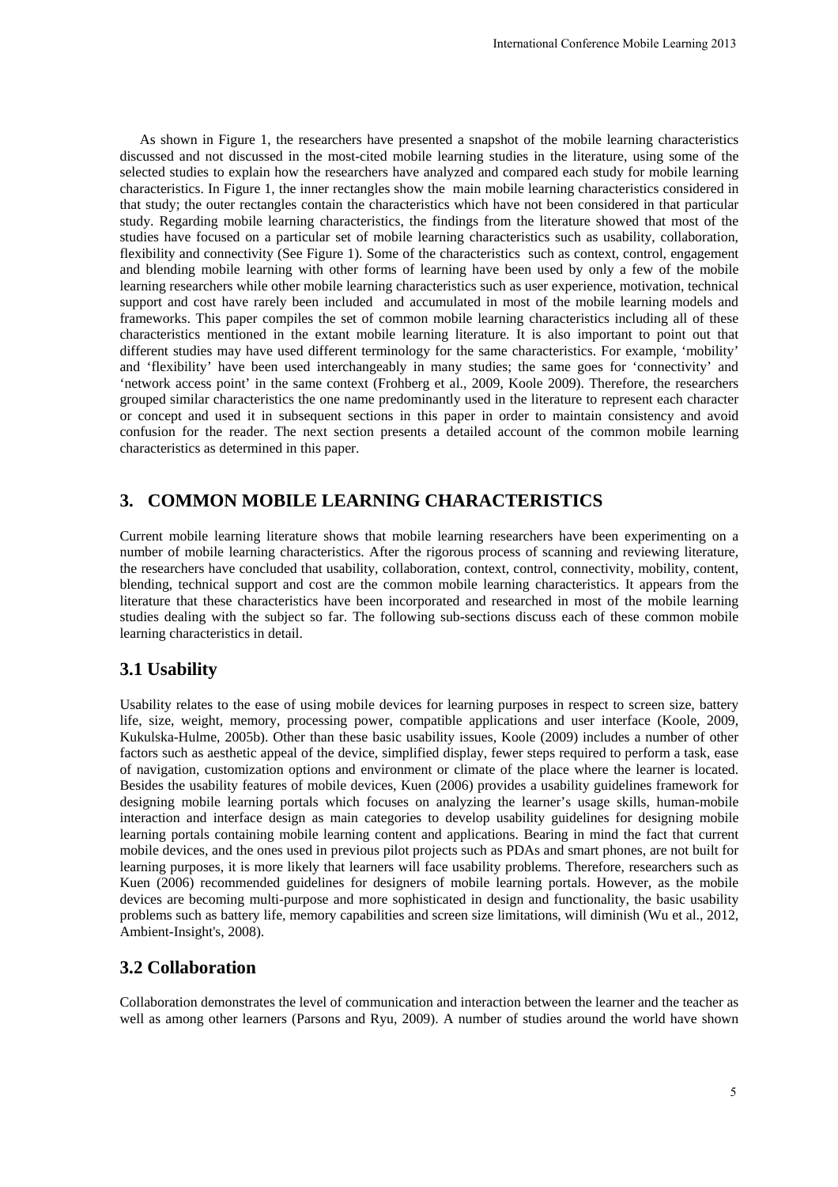As shown in Figure 1, the researchers have presented a snapshot of the mobile learning characteristics discussed and not discussed in the most-cited mobile learning studies in the literature, using some of the selected studies to explain how the researchers have analyzed and compared each study for mobile learning characteristics. In Figure 1, the inner rectangles show the main mobile learning characteristics considered in that study; the outer rectangles contain the characteristics which have not been considered in that particular study. Regarding mobile learning characteristics, the findings from the literature showed that most of the studies have focused on a particular set of mobile learning characteristics such as usability, collaboration, flexibility and connectivity (See Figure 1). Some of the characteristics such as context, control, engagement and blending mobile learning with other forms of learning have been used by only a few of the mobile learning researchers while other mobile learning characteristics such as user experience, motivation, technical support and cost have rarely been included and accumulated in most of the mobile learning models and frameworks. This paper compiles the set of common mobile learning characteristics including all of these characteristics mentioned in the extant mobile learning literature. It is also important to point out that different studies may have used different terminology for the same characteristics. For example, 'mobility' and 'flexibility' have been used interchangeably in many studies; the same goes for 'connectivity' and 'network access point' in the same context (Frohberg et al., 2009, Koole 2009). Therefore, the researchers grouped similar characteristics the one name predominantly used in the literature to represent each character or concept and used it in subsequent sections in this paper in order to maintain consistency and avoid confusion for the reader. The next section presents a detailed account of the common mobile learning characteristics as determined in this paper.

## 3. COMMON MOBILE LEARNING CHARACTERISTICS

Current mobile learning literature shows that mobile learning researchers have been experimenting on a number of mobile learning characteristics. After the rigorous process of scanning and reviewing literature, the researchers have concluded that usability, collaboration, context, control, connectivity, mobility, content, blending, technical support and cost are the common mobile learning characteristics. It appears from the literature that these characteristics have been incorporated and researched in most of the mobile learning studies dealing with the subject so far. The following sub-sections discuss each of these common mobile learning characteristics in detail.

### 3.1 Usability

Usability relates to the ease of using mobile devices for learning purposes in respect to screen size, battery life, size, weight, memory, processing power, compatible applications and user interface (Koole, 2009, Kukulska-Hulme, 2005b). Other than these basic usability issues, Koole (2009) includes a number of other factors such as aesthetic appeal of the device, simplified display, fewer steps required to perform a task, ease of navigation, customization options and environment or climate of the place where the learner is located. Besides the usability features of mobile devices, Kuen (2006) provides a usability guidelines framework for designing mobile learning portals which focuses on analyzing the learner's usage skills, human-mobile interaction and interface design as main categories to develop usability guidelines for designing mobile learning portals containing mobile learning content and applications. Bearing in mind the fact that current mobile devices, and the ones used in previous pilot projects such as PDAs and smart phones, are not built for learning purposes, it is more likely that learners will face usability problems. Therefore, researchers such as Kuen (2006) recommended guidelines for designers of mobile learning portals. However, as the mobile devices are becoming multi-purpose and more sophisticated in design and functionality, the basic usability problems such as battery life, memory capabilities and screen size limitations, will diminish (Wu et al., 2012, Ambient-Insight's, 2008).

### 3.2 Collaboration

Collaboration demonstrates the level of communication and interaction between the learner and the teacher as well as among other learners (Parsons and Ryu, 2009). A number of studies around the world have shown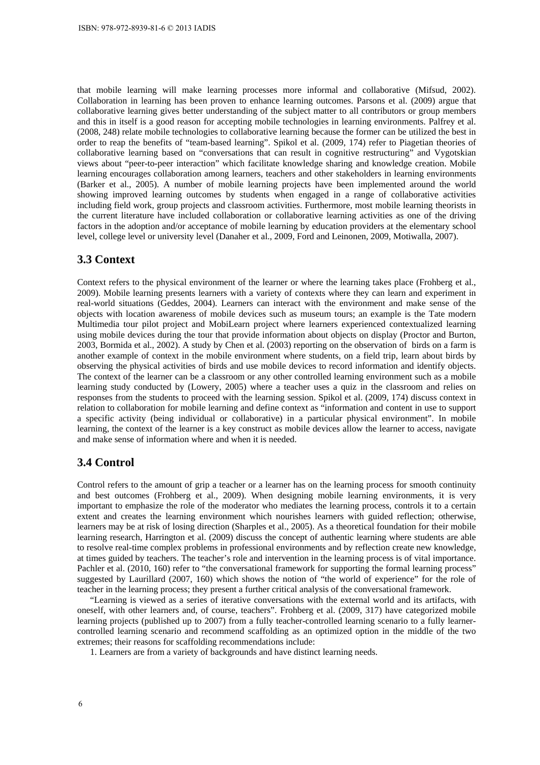that mobile learning will make learning processes more informal and collaborative (Mifsud, 2002). Collaboration in learning has been proven to enhance learning outcomes. Parsons et al. (2009) argue that collaborative learning gives better understanding of the subject matter to all contributors or group members and this in itself is a good reason for accepting mobile technologies in learning environments. Palfrey et al. (2008, 248) relate mobile technologies to collaborative learning because the former can be utilized the best in order to reap the benefits of "team-based learning". Spikol et al. (2009, 174) refer to Piagetian theories of collaborative learning based on "conversations that can result in cognitive restructuring" and Vygotskian views about "peer-to-peer interaction" which facilitate knowledge sharing and knowledge creation. Mobile learning encourages collaboration among learners, teachers and other stakeholders in learning environments (Barker et al., 2005). A number of mobile learning projects have been implemented around the world showing improved learning outcomes by students when engaged in a range of collaborative activities including field work, group projects and classroom activities. Furthermore, most mobile learning theorists in the current literature have included collaboration or collaborative learning activities as one of the driving factors in the adoption and/or acceptance of mobile learning by education providers at the elementary school level, college level or university level (Danaher et al., 2009, Ford and Leinonen, 2009, Motiwalla, 2007).

## 3.3 Context

Context refers to the physical environment of the learner or where the learning takes place (Frohberg et al., 2009). Mobile learning presents learners with a variety of contexts where they can learn and experiment in real-world situations (Geddes, 2004). Learners can interact with the environment and make sense of the objects with location awareness of mobile devices such as museum tours; an example is the Tate modern Multimedia tour pilot project and MobiLearn project where learners experienced contextualized learning using mobile devices during the tour that provide information about objects on display (Proctor and Burton, 2003, Bormida et al., 2002). A study by Chen et al. (2003) reporting on the observation of birds on a farm is another example of context in the mobile environment where students, on a field trip, learn about birds by observing the physical activities of birds and use mobile devices to record information and identify objects. The context of the learner can be a classroom or any other controlled learning environment such as a mobile learning study conducted by (Lowery, 2005) where a teacher uses a quiz in the classroom and relies on responses from the students to proceed with the learning session. Spikol et al. (2009, 174) discuss context in relation to collaboration for mobile learning and define context as "information and content in use to support a specific activity (being individual or collaborative) in a particular physical environment". In mobile learning, the context of the learner is a key construct as mobile devices allow the learner to access, navigate and make sense of information where and when it is needed.

## 3.4 Control

Control refers to the amount of grip a teacher or a learner has on the learning process for smooth continuity and best outcomes (Frohberg et al., 2009). When designing mobile learning environments, it is very important to emphasize the role of the moderator who mediates the learning process, controls it to a certain extent and creates the learning environment which nourishes learners with guided reflection; otherwise, learners may be at risk of losing direction (Sharples et al., 2005). As a theoretical foundation for their mobile learning research, Harrington et al. (2009) discuss the concept of authentic learning where students are able to resolve real-time complex problems in professional environments and by reflection create new knowledge, at times guided by teachers. The teacher's role and intervention in the learning process is of vital importance. Pachler et al. (2010, 160) refer to "the conversational framework for supporting the formal learning process" suggested by Laurillard (2007, 160) which shows the notion of "the world of experience" for the role of teacher in the learning process; they present a further critical analysis of the conversational framework.

"Learning is viewed as a series of iterative conversations with the external world and its artifacts, with oneself, with other learners and, of course, teachers". Frohberg et al. (2009, 317) have categorized mobile learning projects (published up to 2007) from a fully teacher-controlled learning scenario to a fully learner-controlled learning scenario and recommend scaffolding as an optimized option in the middle of the two extremes; their reasons for scaffolding recommendations include:

1. Learners are from a variety of backgrounds and have distinct learning needs.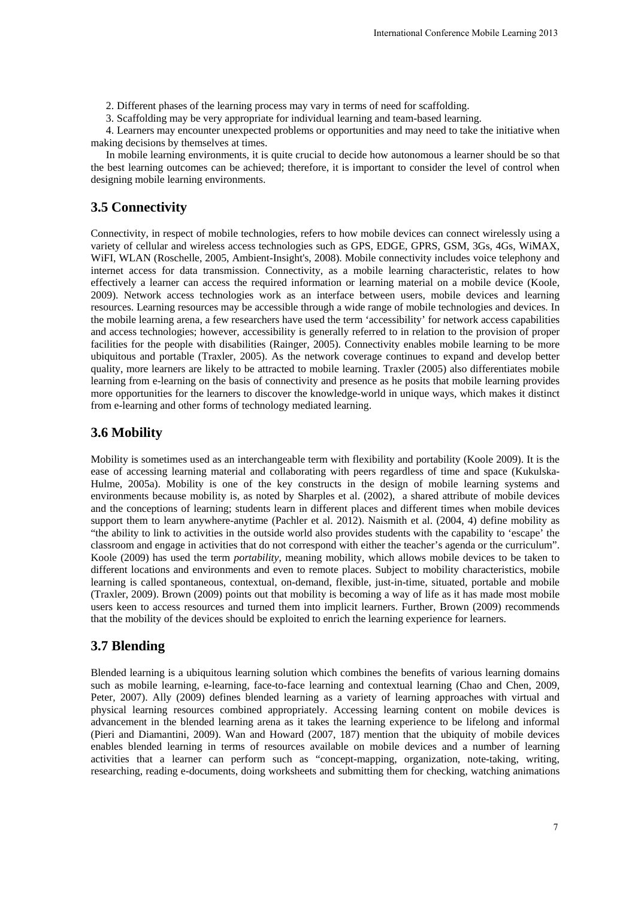2. Different phases of the learning process may vary in terms of need for scaffolding.

3. Scaffolding may be very appropriate for individual learning and team-based learning.

4. Learners may encounter unexpected problems or opportunities and may need to take the initiative when making decisions by themselves at times.

In mobile learning environments, it is quite crucial to decide how autonomous a learner should be so that the best learning outcomes can be achieved; therefore, it is important to consider the level of control when designing mobile learning environments.

## 3.5 Connectivity

Connectivity, in respect of mobile technologies, refers to how mobile devices can connect wirelessly using a variety of cellular and wireless access technologies such as GPS, EDGE, GPRS, GSM, 3Gs, 4Gs, WiMAX, WiFI, WLAN (Roschelle, 2005, Ambient-Insight's, 2008). Mobile connectivity includes voice telephony and internet access for data transmission. Connectivity, as a mobile learning characteristic, relates to how effectively a learner can access the required information or learning material on a mobile device (Koole, 2009). Network access technologies work as an interface between users, mobile devices and learning resources. Learning resources may be accessible through a wide range of mobile technologies and devices. In the mobile learning arena, a few researchers have used the term 'accessibility' for network access capabilities and access technologies; however, accessibility is generally referred to in relation to the provision of proper facilities for the people with disabilities (Rainger, 2005). Connectivity enables mobile learning to be more ubiquitous and portable (Traxler, 2005). As the network coverage continues to expand and develop better quality, more learners are likely to be attracted to mobile learning. Traxler (2005) also differentiates mobile learning from e-learning on the basis of connectivity and presence as he posits that mobile learning provides more opportunities for the learners to discover the knowledge-world in unique ways, which makes it distinct from e-learning and other forms of technology mediated learning.

## 3.6 Mobility

Mobility is sometimes used as an interchangeable term with flexibility and portability (Koole 2009). It is the ease of accessing learning material and collaborating with peers regardless of time and space (Kukulska-Hulme, 2005a). Mobility is one of the key constructs in the design of mobile learning systems and environments because mobility is, as noted by Sharples et al. (2002), a shared attribute of mobile devices and the conceptions of learning; students learn in different places and different times when mobile devices support them to learn anywhere-anytime (Pachler et al. 2012). Naismith et al. (2004, 4) define mobility as "the ability to link to activities in the outside world also provides students with the capability to 'escape' the classroom and engage in activities that do not correspond with either the teacher's agenda or the curriculum". Koole (2009) has used the term *portability*, meaning mobility, which allows mobile devices to be taken to different locations and environments and even to remote places. Subject to mobility characteristics, mobile learning is called spontaneous, contextual, on-demand, flexible, just-in-time, situated, portable and mobile (Traxler, 2009). Brown (2009) points out that mobility is becoming a way of life as it has made most mobile users keen to access resources and turned them into implicit learners. Further, Brown (2009) recommends that the mobility of the devices should be exploited to enrich the learning experience for learners.

## 3.7 Blending

Blended learning is a ubiquitous learning solution which combines the benefits of various learning domains such as mobile learning, e-learning, face-to-face learning and contextual learning (Chao and Chen, 2009, Peter, 2007). Ally (2009) defines blended learning as a variety of learning approaches with virtual and physical learning resources combined appropriately. Accessing learning content on mobile devices is advancement in the blended learning arena as it takes the learning experience to be lifelong and informal (Pieri and Diamantini, 2009). Wan and Howard (2007, 187) mention that the ubiquity of mobile devices enables blended learning in terms of resources available on mobile devices and a number of learning activities that a learner can perform such as "concept-mapping, organization, note-taking, writing, researching, reading e-documents, doing worksheets and submitting them for checking, watching animations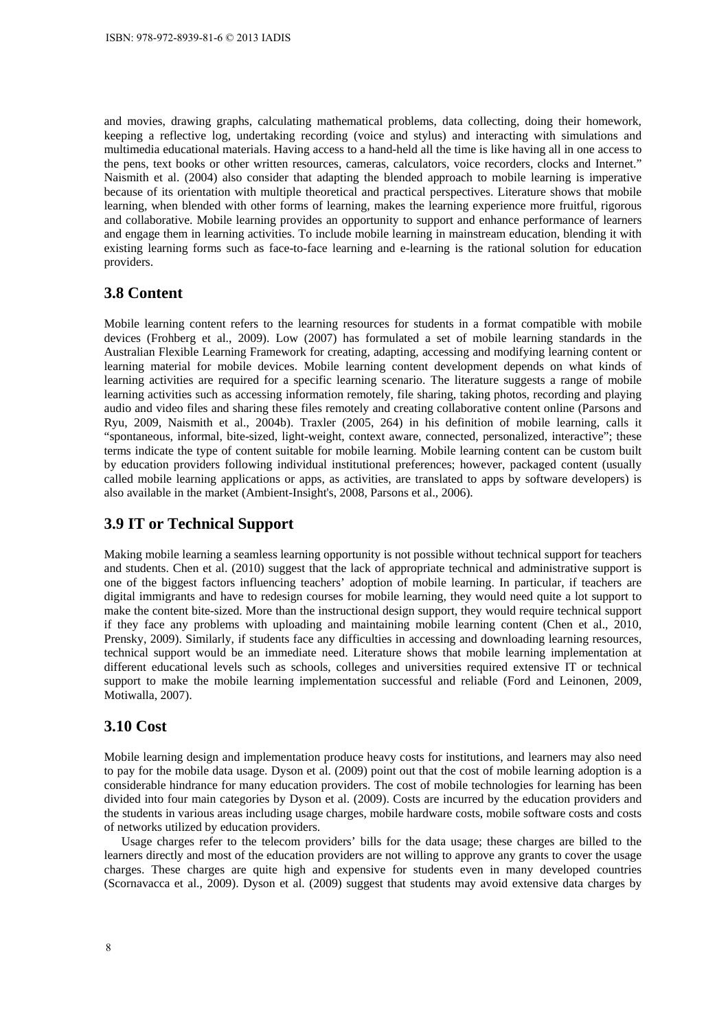and movies, drawing graphs, calculating mathematical problems, data collecting, doing their homework, keeping a reflective log, undertaking recording (voice and stylus) and interacting with simulations and multimedia educational materials. Having access to a hand-held all the time is like having all in one access to the pens, text books or other written resources, cameras, calculators, voice recorders, clocks and Internet." Naismith et al. (2004) also consider that adapting the blended approach to mobile learning is imperative because of its orientation with multiple theoretical and practical perspectives. Literature shows that mobile learning, when blended with other forms of learning, makes the learning experience more fruitful, rigorous and collaborative. Mobile learning provides an opportunity to support and enhance performance of learners and engage them in learning activities. To include mobile learning in mainstream education, blending it with existing learning forms such as face-to-face learning and e-learning is the rational solution for education providers.

## 3.8 Content

Mobile learning content refers to the learning resources for students in a format compatible with mobile devices (Frohberg et al., 2009). Low (2007) has formulated a set of mobile learning standards in the Australian Flexible Learning Framework for creating, adapting, accessing and modifying learning content or learning material for mobile devices. Mobile learning content development depends on what kinds of learning activities are required for a specific learning scenario. The literature suggests a range of mobile learning activities such as accessing information remotely, file sharing, taking photos, recording and playing audio and video files and sharing these files remotely and creating collaborative content online (Parsons and Ryu, 2009, Naismith et al., 2004b). Traxler (2005, 264) in his definition of mobile learning, calls it "spontaneous, informal, bite-sized, light-weight, context aware, connected, personalized, interactive"; these terms indicate the type of content suitable for mobile learning. Mobile learning content can be custom built by education providers following individual institutional preferences; however, packaged content (usually called mobile learning applications or apps, as activities, are translated to apps by software developers) is also available in the market (Ambient-Insight's, 2008, Parsons et al., 2006).

## 3.9 IT or Technical Support

Making mobile learning a seamless learning opportunity is not possible without technical support for teachers and students. Chen et al. (2010) suggest that the lack of appropriate technical and administrative support is one of the biggest factors influencing teachers' adoption of mobile learning. In particular, if teachers are digital immigrants and have to redesign courses for mobile learning, they would need quite a lot support to make the content bite-sized. More than the instructional design support, they would require technical support if they face any problems with uploading and maintaining mobile learning content (Chen et al., 2010, Prensky, 2009). Similarly, if students face any difficulties in accessing and downloading learning resources, technical support would be an immediate need. Literature shows that mobile learning implementation at different educational levels such as schools, colleges and universities required extensive IT or technical support to make the mobile learning implementation successful and reliable (Ford and Leinonen, 2009, Motiwalla, 2007).

## 3.10 Cost

Mobile learning design and implementation produce heavy costs for institutions, and learners may also need to pay for the mobile data usage. Dyson et al. (2009) point out that the cost of mobile learning adoption is a considerable hindrance for many education providers. The cost of mobile technologies for learning has been divided into four main categories by Dyson et al. (2009). Costs are incurred by the education providers and the students in various areas including usage charges, mobile hardware costs, mobile software costs and costs of networks utilized by education providers.

Usage charges refer to the telecom providers' bills for the data usage; these charges are billed to the learners directly and most of the education providers are not willing to approve any grants to cover the usage charges. These charges are quite high and expensive for students even in many developed countries (Scornavacca et al., 2009). Dyson et al. (2009) suggest that students may avoid extensive data charges by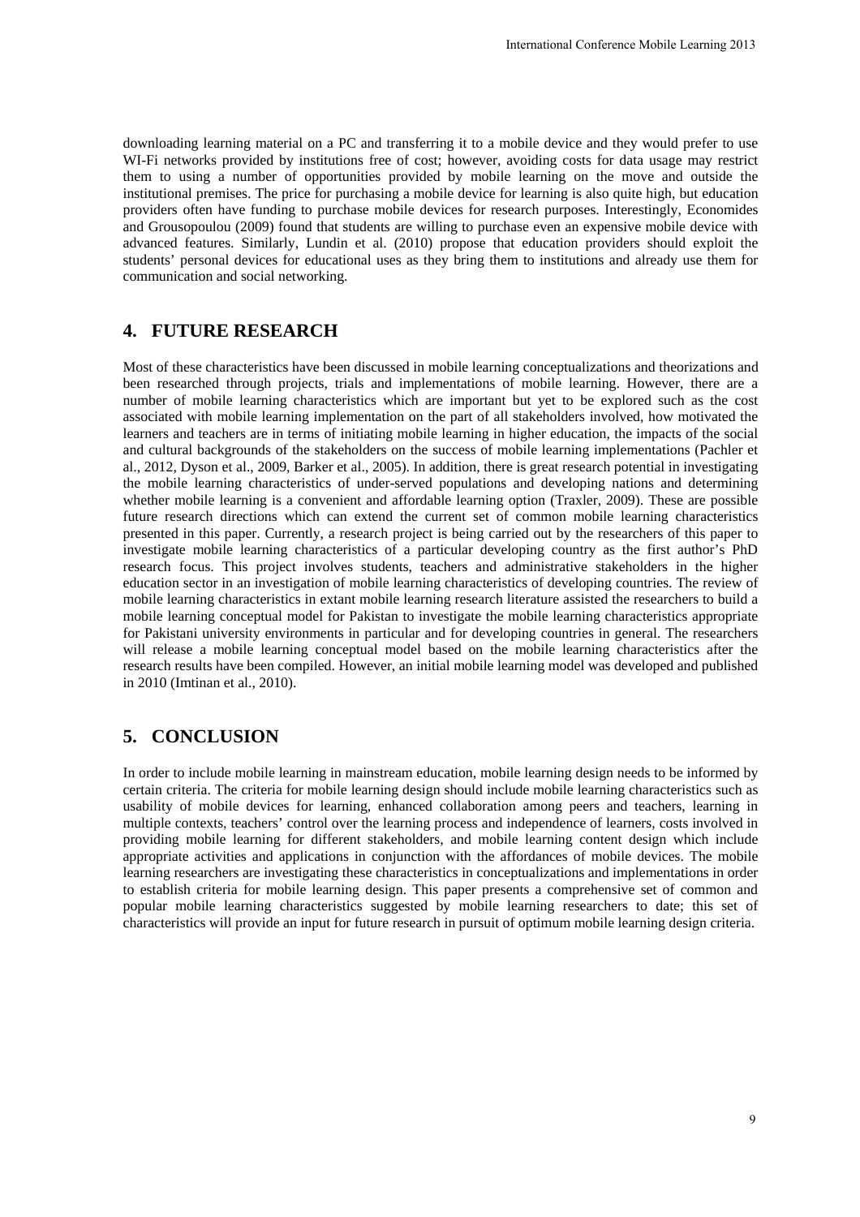downloading learning material on a PC and transferring it to a mobile device and they would prefer to use WI-Fi networks provided by institutions free of cost; however, avoiding costs for data usage may restrict them to using a number of opportunities provided by mobile learning on the move and outside the institutional premises. The price for purchasing a mobile device for learning is also quite high, but education providers often have funding to purchase mobile devices for research purposes. Interestingly, Economides and Grousopoulou (2009) found that students are willing to purchase even an expensive mobile device with advanced features. Similarly, Lundin et al. (2010) propose that education providers should exploit the students' personal devices for educational uses as they bring them to institutions and already use them for communication and social networking.

## 4. FUTURE RESEARCH

Most of these characteristics have been discussed in mobile learning conceptualizations and theorizations and been researched through projects, trials and implementations of mobile learning. However, there are a number of mobile learning characteristics which are important but yet to be explored such as the cost associated with mobile learning implementation on the part of all stakeholders involved, how motivated the learners and teachers are in terms of initiating mobile learning in higher education, the impacts of the social and cultural backgrounds of the stakeholders on the success of mobile learning implementations (Pachler et al., 2012, Dyson et al., 2009, Barker et al., 2005). In addition, there is great research potential in investigating the mobile learning characteristics of under-served populations and developing nations and determining whether mobile learning is a convenient and affordable learning option (Traxler, 2009). These are possible future research directions which can extend the current set of common mobile learning characteristics presented in this paper. Currently, a research project is being carried out by the researchers of this paper to investigate mobile learning characteristics of a particular developing country as the first author's PhD research focus. This project involves students, teachers and administrative stakeholders in the higher education sector in an investigation of mobile learning characteristics of developing countries. The review of mobile learning characteristics in extant mobile learning research literature assisted the researchers to build a mobile learning conceptual model for Pakistan to investigate the mobile learning characteristics appropriate for Pakistani university environments in particular and for developing countries in general. The researchers will release a mobile learning conceptual model based on the mobile learning characteristics after the research results have been compiled. However, an initial mobile learning model was developed and published in 2010 (Imtinan et al., 2010).

## 5. CONCLUSION

In order to include mobile learning in mainstream education, mobile learning design needs to be informed by certain criteria. The criteria for mobile learning design should include mobile learning characteristics such as usability of mobile devices for learning, enhanced collaboration among peers and teachers, learning in multiple contexts, teachers' control over the learning process and independence of learners, costs involved in providing mobile learning for different stakeholders, and mobile learning content design which include appropriate activities and applications in conjunction with the affordances of mobile devices. The mobile learning researchers are investigating these characteristics in conceptualizations and implementations in order to establish criteria for mobile learning design. This paper presents a comprehensive set of common and popular mobile learning characteristics suggested by mobile learning researchers to date; this set of characteristics will provide an input for future research in pursuit of optimum mobile learning design criteria.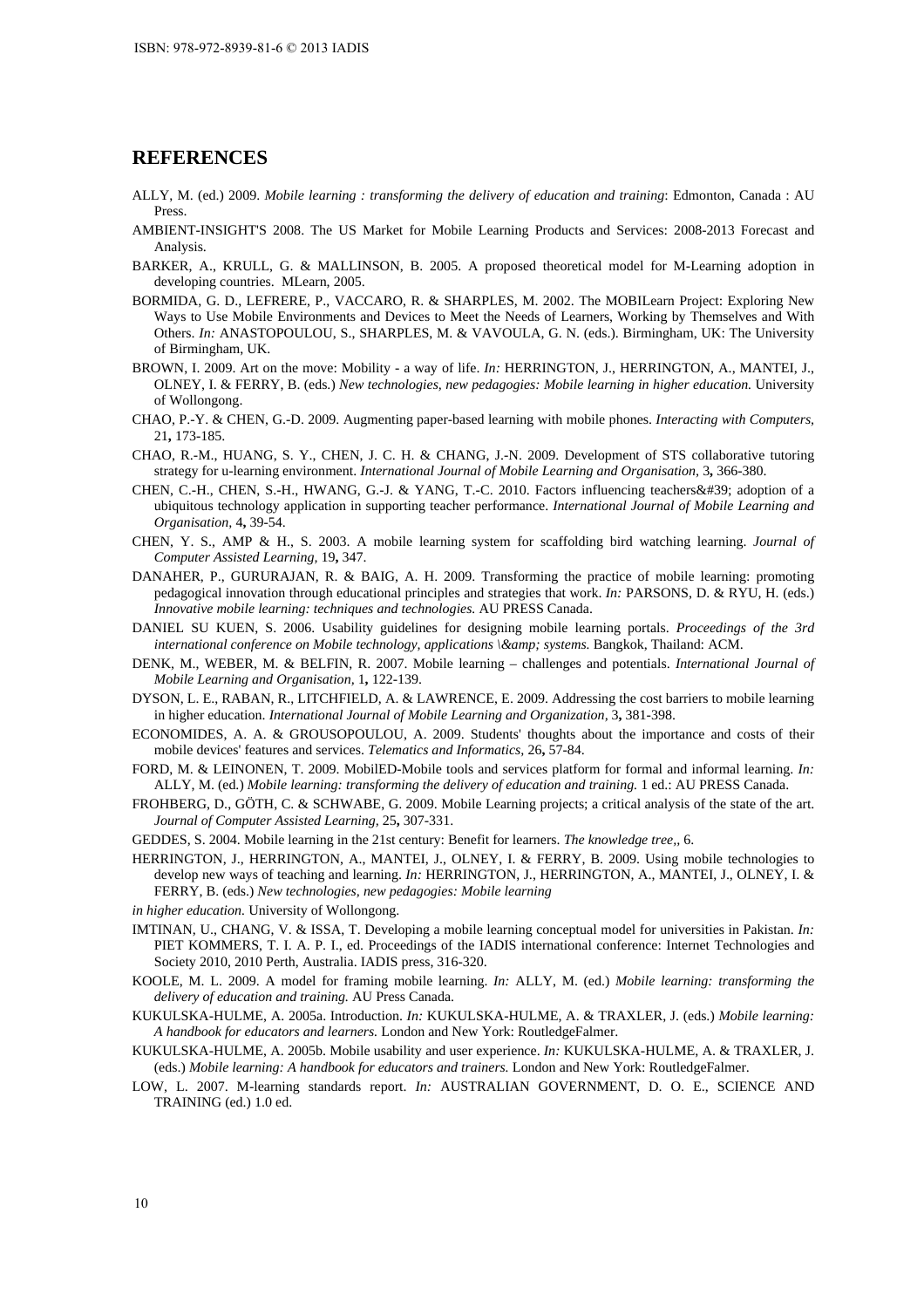## REFERENCES

ALLY, M. (ed.) 2009. *Mobile learning : transforming the delivery of education and training*: Edmonton, Canada : AU Press.

AMBIENT-INSIGHT'S 2008. The US Market for Mobile Learning Products and Services: 2008-2013 Forecast and Analysis.

BARKER, A., KRULL, G. & MALLINSON, B. 2005. A proposed theoretical model for M-Learning adoption in developing countries. MLearn, 2005.

BORMIDA, G. D., LEFRERE, P., VACCARO, R. & SHARPLES, M. 2002. The MOBILearn Project: Exploring New Ways to Use Mobile Environments and Devices to Meet the Needs of Learners, Working by Themselves and With Others. *In:* ANASTOPOULOU, S., SHARPLES, M. & VAVOULA, G. N. (eds.). Birmingham, UK: The University of Birmingham, UK.

BROWN, I. 2009. Art on the move: Mobility - a way of life. *In:* HERRINGTON, J., HERRINGTON, A., MANTEI, J., OLNEY, I. & FERRY, B. (eds.) *New technologies, new pedagogies: Mobile learning in higher education.* University of Wollongong.

CHAO, P.-Y. & CHEN, G.-D. 2009. Augmenting paper-based learning with mobile phones. *Interacting with Computers,* 21**,** 173-185.

CHAO, R.-M., HUANG, S. Y., CHEN, J. C. H. & CHANG, J.-N. 2009. Development of STS collaborative tutoring strategy for u-learning environment. *International Journal of Mobile Learning and Organisation,* 3**,** 366-380.

CHEN, C.-H., CHEN, S.-H., HWANG, G.-J. & YANG, T.-C. 2010. Factors influencing teachers&#39; adoption of a ubiquitous technology application in supporting teacher performance. *International Journal of Mobile Learning and Organisation,* 4**,** 39-54.

CHEN, Y. S., AMP & H., S. 2003. A mobile learning system for scaffolding bird watching learning. *Journal of Computer Assisted Learning,* 19**,** 347.

DANAHER, P., GURURAJAN, R. & BAIG, A. H. 2009. Transforming the practice of mobile learning: promoting pedagogical innovation through educational principles and strategies that work. *In:* PARSONS, D. & RYU, H. (eds.) *Innovative mobile learning: techniques and technologies.* AU PRESS Canada.

DANIEL SU KUEN, S. 2006. Usability guidelines for designing mobile learning portals. *Proceedings of the 3rd international conference on Mobile technology, applications \&amp; systems.* Bangkok, Thailand: ACM.

DENK, M., WEBER, M. & BELFIN, R. 2007. Mobile learning – challenges and potentials. *International Journal of Mobile Learning and Organisation,* 1**,** 122-139.

DYSON, L. E., RABAN, R., LITCHFIELD, A. & LAWRENCE, E. 2009. Addressing the cost barriers to mobile learning in higher education. *International Journal of Mobile Learning and Organization,* 3**,** 381-398.

ECONOMIDES, A. A. & GROUSOPOULOU, A. 2009. Students' thoughts about the importance and costs of their mobile devices' features and services. *Telematics and Informatics,* 26**,** 57-84.

FORD, M. & LEINONEN, T. 2009. MobilED-Mobile tools and services platform for formal and informal learning. *In:* ALLY, M. (ed.) *Mobile learning: transforming the delivery of education and training.* 1 ed.: AU PRESS Canada.

FROHBERG, D., GÖTH, C. & SCHWABE, G. 2009. Mobile Learning projects; a critical analysis of the state of the art. *Journal of Computer Assisted Learning,* 25**,** 307-331.

GEDDES, S. 2004. Mobile learning in the 21st century: Benefit for learners. *The knowledge tree,*, 6.

HERRINGTON, J., HERRINGTON, A., MANTEI, J., OLNEY, I. & FERRY, B. 2009. Using mobile technologies to develop new ways of teaching and learning. *In:* HERRINGTON, J., HERRINGTON, A., MANTEI, J., OLNEY, I. & FERRY, B. (eds.) *New technologies, new pedagogies: Mobile learning*

*in higher education.* University of Wollongong.

IMTINAN, U., CHANG, V. & ISSA, T. Developing a mobile learning conceptual model for universities in Pakistan. *In:* PIET KOMMERS, T. I. A. P. I., ed. Proceedings of the IADIS international conference: Internet Technologies and Society 2010, 2010 Perth, Australia. IADIS press, 316-320.

KOOLE, M. L. 2009. A model for framing mobile learning. *In:* ALLY, M. (ed.) *Mobile learning: transforming the delivery of education and training.* AU Press Canada.

KUKULSKA-HULME, A. 2005a. Introduction. *In:* KUKULSKA-HULME, A. & TRAXLER, J. (eds.) *Mobile learning: A handbook for educators and learners.* London and New York: RoutledgeFalmer.

KUKULSKA-HULME, A. 2005b. Mobile usability and user experience. *In:* KUKULSKA-HULME, A. & TRAXLER, J. (eds.) *Mobile learning: A handbook for educators and trainers.* London and New York: RoutledgeFalmer.

LOW, L. 2007. M-learning standards report. *In:* AUSTRALIAN GOVERNMENT, D. O. E., SCIENCE AND TRAINING (ed.) 1.0 ed.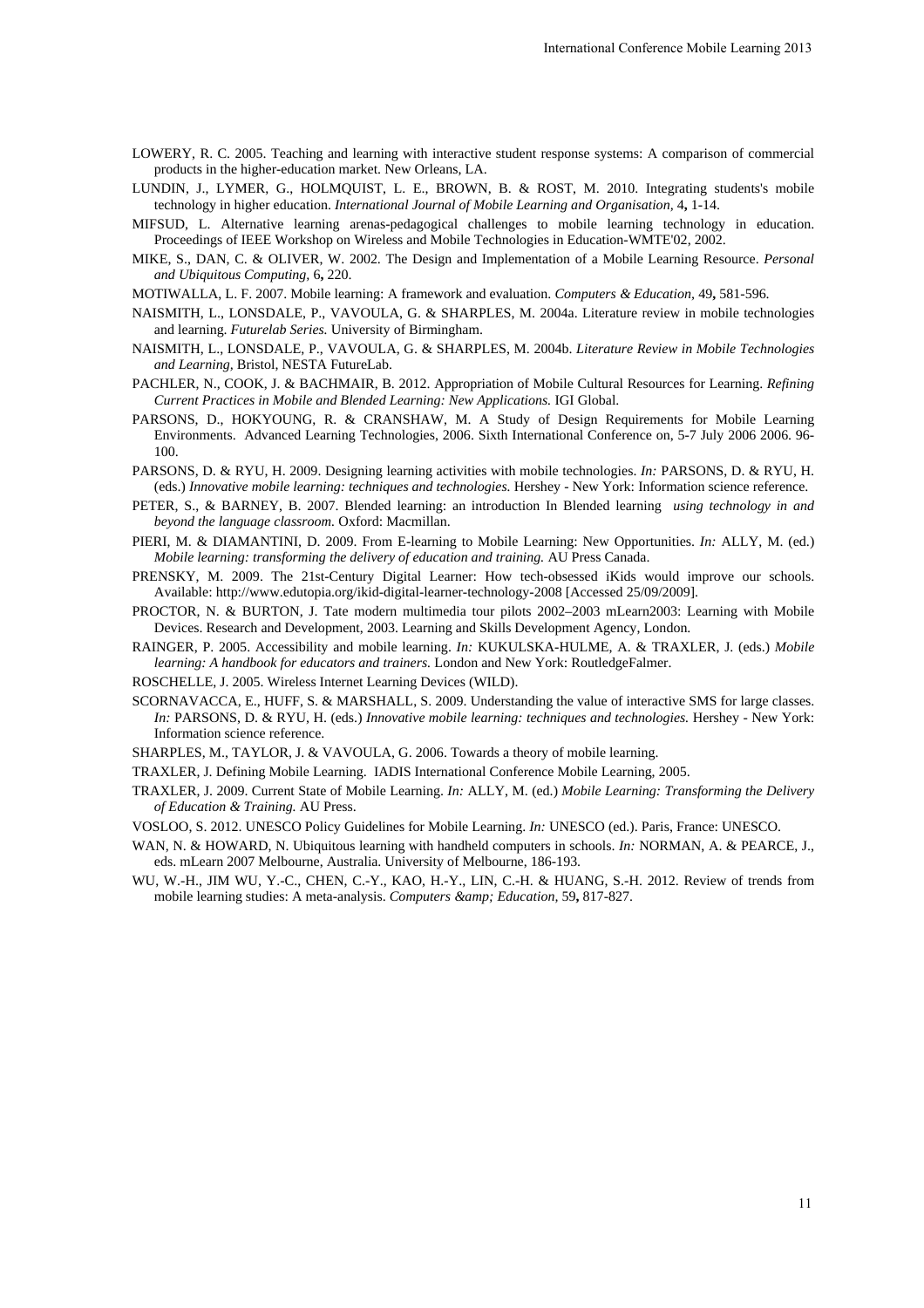LOWERY, R. C. 2005. Teaching and learning with interactive student response systems: A comparison of commercial products in the higher-education market. New Orleans, LA.

LUNDIN, J., LYMER, G., HOLMQUIST, L. E., BROWN, B. & ROST, M. 2010. Integrating students's mobile technology in higher education. *International Journal of Mobile Learning and Organisation,* 4**,** 1-14.

MIFSUD, L. Alternative learning arenas-pedagogical challenges to mobile learning technology in education. Proceedings of IEEE Workshop on Wireless and Mobile Technologies in Education-WMTE'02, 2002.

MIKE, S., DAN, C. & OLIVER, W. 2002. The Design and Implementation of a Mobile Learning Resource. *Personal and Ubiquitous Computing,* 6**,** 220.

MOTIWALLA, L. F. 2007. Mobile learning: A framework and evaluation. *Computers & Education,* 49**,** 581-596.

NAISMITH, L., LONSDALE, P., VAVOULA, G. & SHARPLES, M. 2004a. Literature review in mobile technologies and learning. *Futurelab Series.* University of Birmingham.

NAISMITH, L., LONSDALE, P., VAVOULA, G. & SHARPLES, M. 2004b. *Literature Review in Mobile Technologies and Learning,* Bristol, NESTA FutureLab.

PACHLER, N., COOK, J. & BACHMAIR, B. 2012. Appropriation of Mobile Cultural Resources for Learning. *Refining Current Practices in Mobile and Blended Learning: New Applications.* IGI Global.

PARSONS, D., HOKYOUNG, R. & CRANSHAW, M. A Study of Design Requirements for Mobile Learning Environments. Advanced Learning Technologies, 2006. Sixth International Conference on, 5-7 July 2006 2006. 96-100.

PARSONS, D. & RYU, H. 2009. Designing learning activities with mobile technologies. *In:* PARSONS, D. & RYU, H. (eds.) *Innovative mobile learning: techniques and technologies.* Hershey - New York: Information science reference.

PETER, S., & BARNEY, B. 2007. Blended learning: an introduction In Blended learning *using technology in and beyond the language classroom.* Oxford: Macmillan.

PIERI, M. & DIAMANTINI, D. 2009. From E-learning to Mobile Learning: New Opportunities. *In:* ALLY, M. (ed.) *Mobile learning: transforming the delivery of education and training.* AU Press Canada.

PRENSKY, M. 2009. The 21st-Century Digital Learner: How tech-obsessed iKids would improve our schools. Available: http://www.edutopia.org/ikid-digital-learner-technology-2008 [Accessed 25/09/2009].

PROCTOR, N. & BURTON, J. Tate modern multimedia tour pilots 2002–2003 mLearn2003: Learning with Mobile Devices. Research and Development, 2003. Learning and Skills Development Agency, London.

RAINGER, P. 2005. Accessibility and mobile learning. *In:* KUKULSKA-HULME, A. & TRAXLER, J. (eds.) *Mobile learning: A handbook for educators and trainers.* London and New York: RoutledgeFalmer.

ROSCHELLE, J. 2005. Wireless Internet Learning Devices (WILD).

SCORNAVACCA, E., HUFF, S. & MARSHALL, S. 2009. Understanding the value of interactive SMS for large classes. *In:* PARSONS, D. & RYU, H. (eds.) *Innovative mobile learning: techniques and technologies.* Hershey - New York: Information science reference.

SHARPLES, M., TAYLOR, J. & VAVOULA, G. 2006. Towards a theory of mobile learning.

TRAXLER, J. Defining Mobile Learning. IADIS International Conference Mobile Learning, 2005.

TRAXLER, J. 2009. Current State of Mobile Learning. *In:* ALLY, M. (ed.) *Mobile Learning: Transforming the Delivery of Education & Training.* AU Press.

VOSLOO, S. 2012. UNESCO Policy Guidelines for Mobile Learning. *In:* UNESCO (ed.). Paris, France: UNESCO.

WAN, N. & HOWARD, N. Ubiquitous learning with handheld computers in schools. *In:* NORMAN, A. & PEARCE, J., eds. mLearn 2007 Melbourne, Australia. University of Melbourne, 186-193.

WU, W.-H., JIM WU, Y.-C., CHEN, C.-Y., KAO, H.-Y., LIN, C.-H. & HUANG, S.-H. 2012. Review of trends from mobile learning studies: A meta-analysis. *Computers &amp; Education,* 59**,** 817-827.